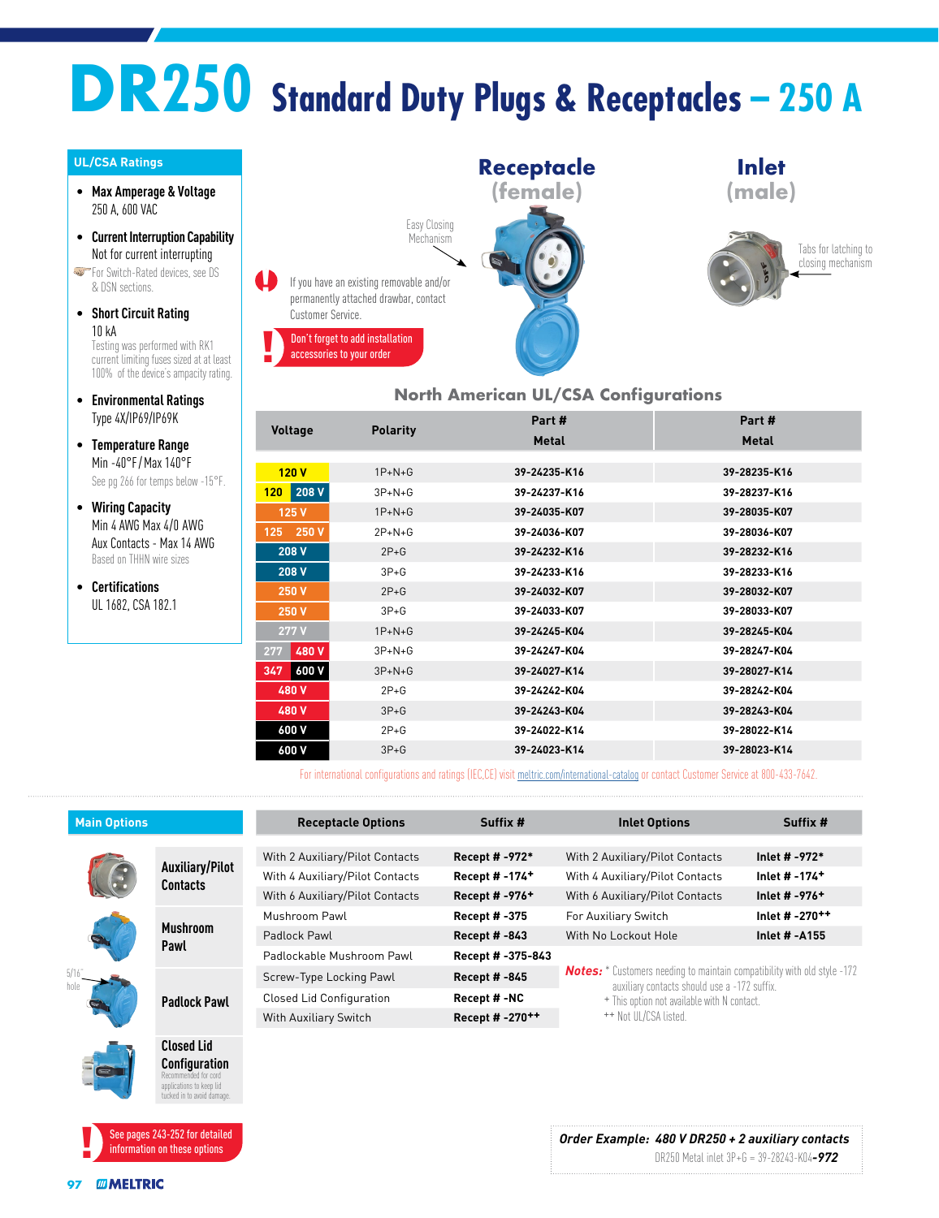# DR250 Standard Duty Plugs & Receptacles – 250 A

## UL/CSA Ratings

- **Max Amperage & Voltage**
  250 A, 600 VAC
- **Current Interruption Capability**
  Not for current interrupting
  For Switch-Rated devices, see DS & DSN sections.
- **Short Circuit Rating**
  10 kA
  Testing was performed with RK1 current limiting fuses sized at at least 100% of the device's ampacity rating.
- **Environmental Ratings**
  Type 4X/IP69/IP69K
- **Temperature Range**
  Min -40°F / Max 140°F
  See pg 266 for temps below -15°F.
- **Wiring Capacity**
  Min 4 AWG Max 4/0 AWG
  Aux Contacts - Max 14 AWG
  Based on THHN wire sizes
- **Certifications**
  UL 1682, CSA 182.1

**Receptacle (female)**

Easy Closing Mechanism

**Inlet (male)**

Tabs for latching to closing mechanism

If you have an existing removable and/or permanently attached drawbar, contact Customer Service.

Don't forget to add installation accessories to your order

## North American UL/CSA Configurations

| Voltage | Polarity | Part # Metal | Part # Metal |
|---|---|---|---|
| 120 V | 1P+N+G | 39-24235-K16 | 39-28235-K16 |
| 120 / 208 V | 3P+N+G | 39-24237-K16 | 39-28237-K16 |
| 125 V | 1P+N+G | 39-24035-K07 | 39-28035-K07 |
| 125 / 250 V | 2P+N+G | 39-24036-K07 | 39-28036-K07 |
| 208 V | 2P+G | 39-24232-K16 | 39-28232-K16 |
| 208 V | 3P+G | 39-24233-K16 | 39-28233-K16 |
| 250 V | 2P+G | 39-24032-K07 | 39-28032-K07 |
| 250 V | 3P+G | 39-24033-K07 | 39-28033-K07 |
| 277 V | 1P+N+G | 39-24245-K04 | 39-28245-K04 |
| 277 / 480 V | 3P+N+G | 39-24247-K04 | 39-28247-K04 |
| 347 / 600 V | 3P+N+G | 39-24027-K14 | 39-28027-K14 |
| 480 V | 2P+G | 39-24242-K04 | 39-28242-K04 |
| 480 V | 3P+G | 39-24243-K04 | 39-28243-K04 |
| 600 V | 2P+G | 39-24022-K14 | 39-28022-K14 |
| 600 V | 3P+G | 39-24023-K14 | 39-28023-K14 |

For international configurations and ratings (IEC,CE) visit meltric.com/international-catalog or contact Customer Service at 800-433-7642.

## Main Options

- Auxiliary/Pilot Contacts
- Mushroom Pawl
- Padlock Pawl (5/16" hole)
- Closed Lid Configuration — Recommended for cord applications to keep lid tucked in to avoid damage.

| Receptacle Options | Suffix # | Inlet Options | Suffix # |
|---|---|---|---|
| With 2 Auxiliary/Pilot Contacts | Recept # -972* | With 2 Auxiliary/Pilot Contacts | Inlet # -972* |
| With 4 Auxiliary/Pilot Contacts | Recept # -174+ | With 4 Auxiliary/Pilot Contacts | Inlet # -174+ |
| With 6 Auxiliary/Pilot Contacts | Recept # -976+ | With 6 Auxiliary/Pilot Contacts | Inlet # -976+ |
| Mushroom Pawl | Recept # -375 | For Auxiliary Switch | Inlet # -270++ |
| Padlock Pawl | Recept # -843 | With No Lockout Hole | Inlet # -A155 |
| Padlockable Mushroom Pawl | Recept # -375-843 | | |
| Screw-Type Locking Pawl | Recept # -845 | | |
| Closed Lid Configuration | Recept # -NC | | |
| With Auxiliary Switch | Recept # -270++ | | |

***Notes:*** * Customers needing to maintain compatibility with old style -172 auxiliary contacts should use a -172 suffix.
+ This option not available with N contact.
++ Not UL/CSA listed.

See pages 243-252 for detailed information on these options

***Order Example: 480 V DR250 + 2 auxiliary contacts***
DR250 Metal inlet 3P+G = 39-28243-K04-***972***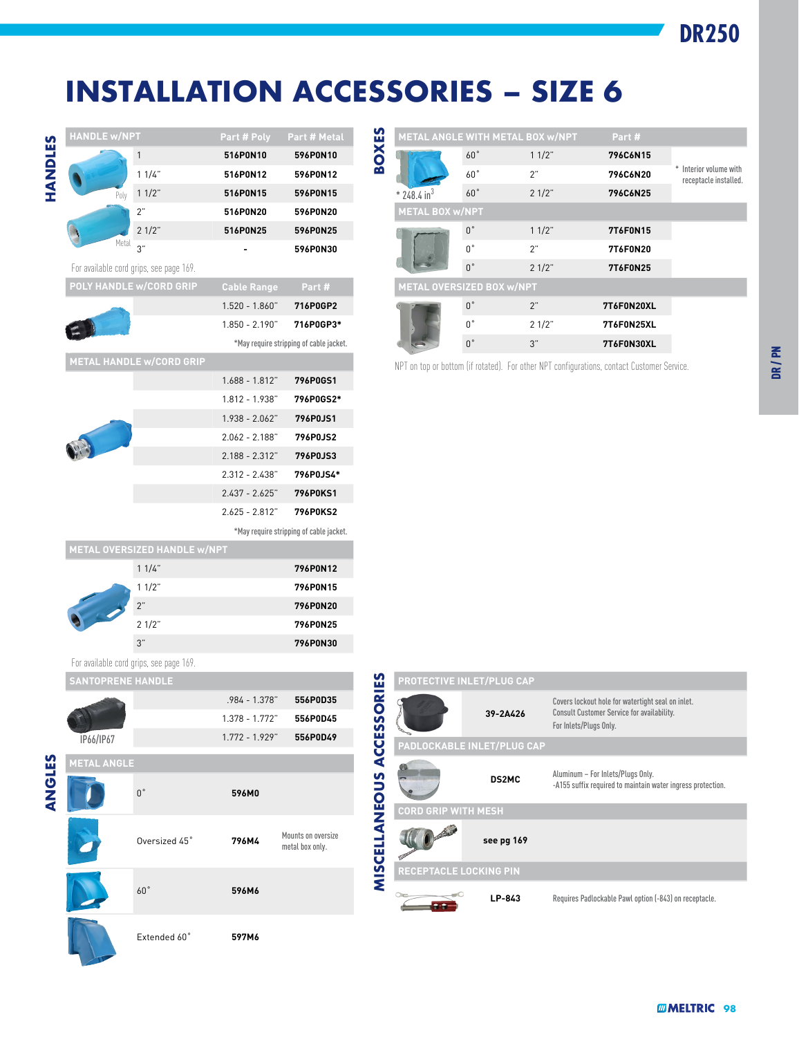# INSTALLATION ACCESSORIES – SIZE 6

## HANDLES

| HANDLE w/NPT | Part # Poly | Part # Metal |
| --- | --- | --- |
| 1 | 516P0N10 | 596P0N10 |
| 1 1/4" | 516P0N12 | 596P0N12 |
| 1 1/2" | 516P0N15 | 596P0N15 |
| 2" | 516P0N20 | 596P0N20 |
| 2 1/2" | 516P0N25 | 596P0N25 |
| 3" | - | 596P0N30 |

Poly

Metal

For available cord grips, see page 169.

| POLY HANDLE w/CORD GRIP | Cable Range | Part # |
| --- | --- | --- |
| | 1.520 - 1.860" | 716P0GP2 |
| | 1.850 - 2.190" | 716P0GP3* |

*May require stripping of cable jacket.

| METAL HANDLE w/CORD GRIP | Cable Range | Part # |
| --- | --- | --- |
| | 1.688 - 1.812" | 796P0GS1 |
| | 1.812 - 1.938" | 796P0GS2* |
| | 1.938 - 2.062" | 796P0JS1 |
| | 2.062 - 2.188" | 796P0JS2 |
| | 2.188 - 2.312" | 796P0JS3 |
| | 2.312 - 2.438" | 796P0JS4* |
| | 2.437 - 2.625" | 796P0KS1 |
| | 2.625 - 2.812" | 796P0KS2 |

*May require stripping of cable jacket.

| METAL OVERSIZED HANDLE w/NPT | Part # |
| --- | --- |
| 1 1/4" | 796P0N12 |
| 1 1/2" | 796P0N15 |
| 2" | 796P0N20 |
| 2 1/2" | 796P0N25 |
| 3" | 796P0N30 |

For available cord grips, see page 169.

| SANTOPRENE HANDLE | Cable Range | Part # |
| --- | --- | --- |
| IP66/IP67 | .984 - 1.378" | 556P0D35 |
| | 1.378 - 1.772" | 556P0D45 |
| | 1.772 - 1.929" | 556P0D49 |

## ANGLES

| METAL ANGLE | Part # | |
| --- | --- | --- |
| 0° | 596M0 | |
| Oversized 45° | 796M4 | Mounts on oversize metal box only. |
| 60° | 596M6 | |
| Extended 60° | 597M6 | |

## BOXES

| METAL ANGLE WITH METAL BOX w/NPT | | Part # |
| --- | --- | --- |
| 60° | 1 1/2" | 796C6N15 |
| 60° | 2" | 796C6N20 |
| 60° | 2 1/2" | 796C6N25 |

\* 248.4 $in^3$

\* Interior volume with receptacle installed.

| METAL BOX w/NPT | | Part # |
| --- | --- | --- |
| 0° | 1 1/2" | 7T6F0N15 |
| 0° | 2" | 7T6F0N20 |
| 0° | 2 1/2" | 7T6F0N25 |

| METAL OVERSIZED BOX w/NPT | | Part # |
| --- | --- | --- |
| 0° | 2" | 7T6F0N20XL |
| 0° | 2 1/2" | 7T6F0N25XL |
| 0° | 3" | 7T6F0N30XL |

NPT on top or bottom (if rotated). For other NPT configurations, contact Customer Service.

## MISCELLANEOUS ACCESSORIES

| PROTECTIVE INLET/PLUG CAP | |
| --- | --- |
| 39-2A426 | Covers lockout hole for watertight seal on inlet. Consult Customer Service for availability. For Inlets/Plugs Only. |

| PADLOCKABLE INLET/PLUG CAP | |
| --- | --- |
| DS2MC | Aluminum – For Inlets/Plugs Only. -A155 suffix required to maintain water ingress protection. |

| CORD GRIP WITH MESH |
| --- |
| see pg 169 |

| RECEPTACLE LOCKING PIN | |
| --- | --- |
| LP-843 | Requires Padlockable Pawl option (-843) on receptacle. |